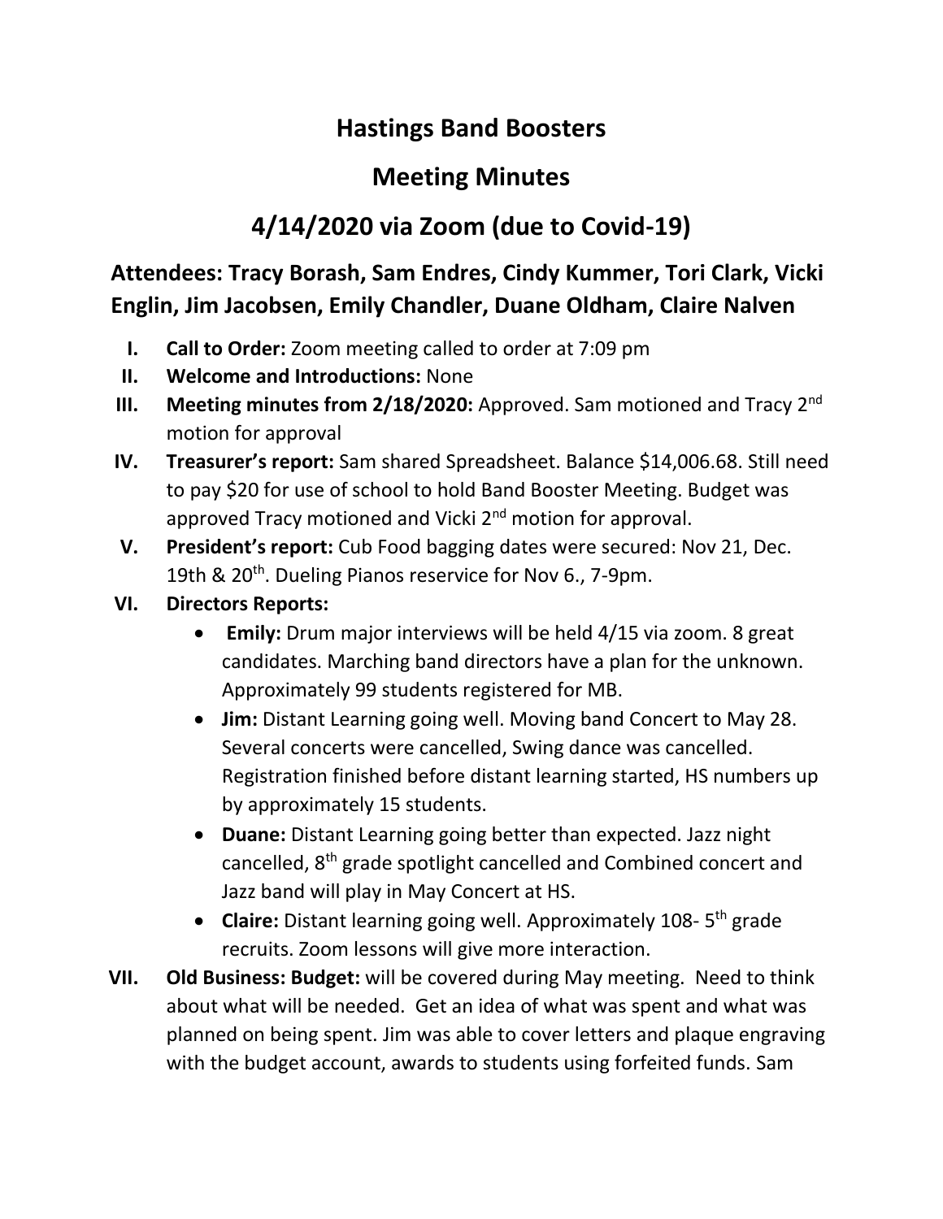# Hastings Band Boosters

# Meeting Minutes

# 4/14/2020 via Zoom (due to Covid-19)

## Attendees: Tracy Borash, Sam Endres, Cindy Kummer, Tori Clark, Vicki Englin, Jim Jacobsen, Emily Chandler, Duane Oldham, Claire Nalven

I. **Call to Order:** Zoom meeting called to order at 7:09 pm

II. **Welcome and Introductions:** None

III. **Meeting minutes from 2/18/2020:** Approved. Sam motioned and Tracy 2nd motion for approval

IV. **Treasurer's report:** Sam shared Spreadsheet. Balance $14,006.68. Still need to pay $20 for use of school to hold Band Booster Meeting. Budget was approved Tracy motioned and Vicki 2nd motion for approval.

V. **President's report:** Cub Food bagging dates were secured: Nov 21, Dec. 19th & 20th. Dueling Pianos reservice for Nov 6., 7-9pm.

VI. **Directors Reports:**
   - **Emily:** Drum major interviews will be held 4/15 via zoom. 8 great candidates. Marching band directors have a plan for the unknown. Approximately 99 students registered for MB.
   - **Jim:** Distant Learning going well. Moving band Concert to May 28. Several concerts were cancelled, Swing dance was cancelled. Registration finished before distant learning started, HS numbers up by approximately 15 students.
   - **Duane:** Distant Learning going better than expected. Jazz night cancelled, 8th grade spotlight cancelled and Combined concert and Jazz band will play in May Concert at HS.
   - **Claire:** Distant learning going well. Approximately 108- 5th grade recruits. Zoom lessons will give more interaction.

VII. **Old Business: Budget:** will be covered during May meeting. Need to think about what will be needed. Get an idea of what was spent and what was planned on being spent. Jim was able to cover letters and plaque engraving with the budget account, awards to students using forfeited funds. Sam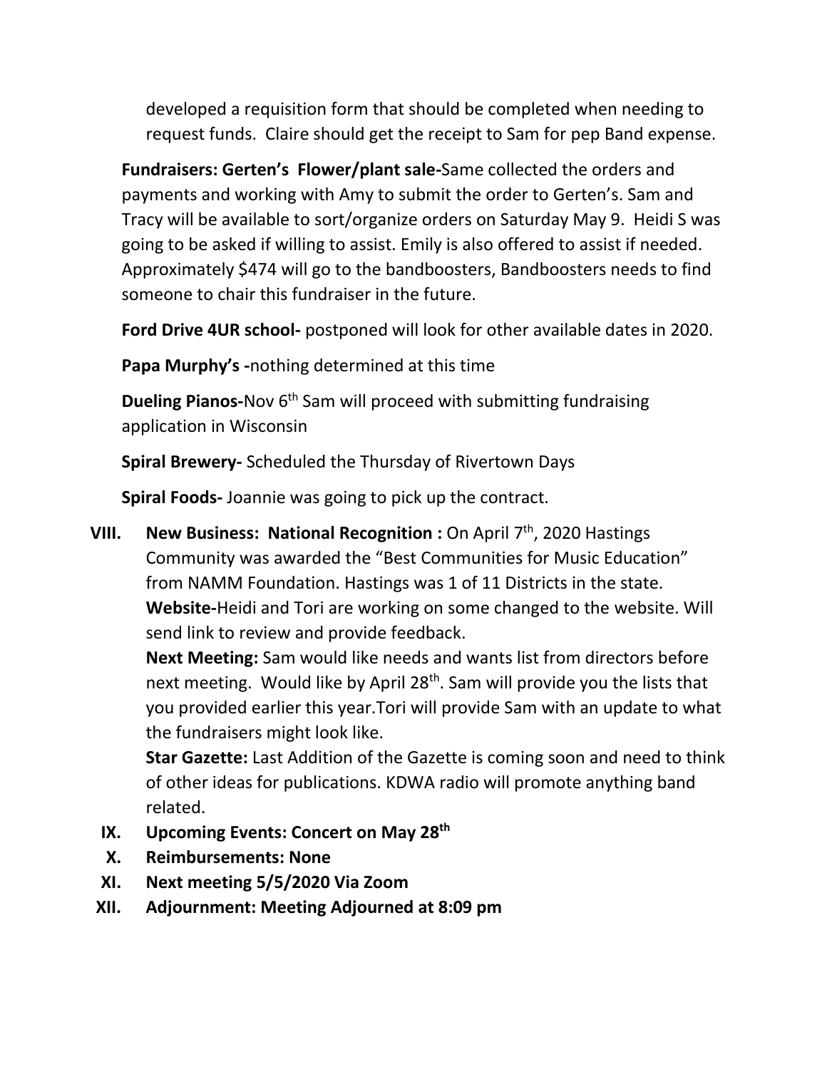developed a requisition form that should be completed when needing to request funds. Claire should get the receipt to Sam for pep Band expense.

**Fundraisers: Gerten's Flower/plant sale-**Same collected the orders and payments and working with Amy to submit the order to Gerten's. Sam and Tracy will be available to sort/organize orders on Saturday May 9. Heidi S was going to be asked if willing to assist. Emily is also offered to assist if needed. Approximately $474 will go to the bandboosters, Bandboosters needs to find someone to chair this fundraiser in the future.

**Ford Drive 4UR school-** postponed will look for other available dates in 2020.

**Papa Murphy's -**nothing determined at this time

**Dueling Pianos-**Nov 6th Sam will proceed with submitting fundraising application in Wisconsin

**Spiral Brewery-** Scheduled the Thursday of Rivertown Days

**Spiral Foods-** Joannie was going to pick up the contract.

VIII. **New Business: National Recognition :** On April 7th, 2020 Hastings Community was awarded the "Best Communities for Music Education" from NAMM Foundation. Hastings was 1 of 11 Districts in the state.
**Website-**Heidi and Tori are working on some changed to the website. Will send link to review and provide feedback.
**Next Meeting:** Sam would like needs and wants list from directors before next meeting. Would like by April 28th. Sam will provide you the lists that you provided earlier this year.Tori will provide Sam with an update to what the fundraisers might look like.
**Star Gazette:** Last Addition of the Gazette is coming soon and need to think of other ideas for publications. KDWA radio will promote anything band related.

IX. **Upcoming Events: Concert on May 28th**

X. **Reimbursements: None**

XI. **Next meeting 5/5/2020 Via Zoom**

XII. **Adjournment: Meeting Adjourned at 8:09 pm**